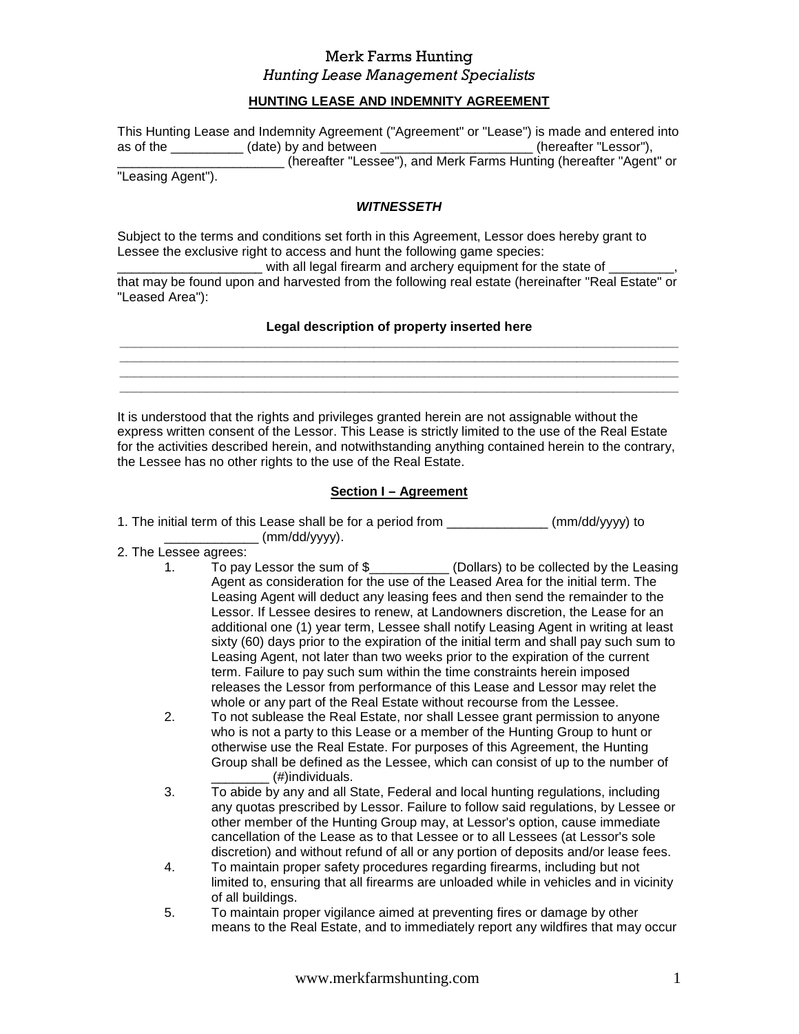Merk Farms Hunting

*Hunting Lease Management Specialists*

## HUNTING LEASE AND INDEMNITY AGREEMENT

This Hunting Lease and Indemnity Agreement ("Agreement" or "Lease") is made and entered into as of the __________ (date) by and between _____________________ (hereafter "Lessor"), _______________________ (hereafter "Lessee"), and Merk Farms Hunting (hereafter "Agent" or "Leasing Agent").

### *WITNESSETH*

Subject to the terms and conditions set forth in this Agreement, Lessor does hereby grant to Lessee the exclusive right to access and hunt the following game species: ____________________ with all legal firearm and archery equipment for the state of _________, that may be found upon and harvested from the following real estate (hereinafter "Real Estate" or "Leased Area"):

**Legal description of property inserted here**

______________________________________________________________________________
______________________________________________________________________________
______________________________________________________________________________
______________________________________________________________________________

It is understood that the rights and privileges granted herein are not assignable without the express written consent of the Lessor. This Lease is strictly limited to the use of the Real Estate for the activities described herein, and notwithstanding anything contained herein to the contrary, the Lessee has no other rights to the use of the Real Estate.

### Section I – Agreement

1. The initial term of this Lease shall be for a period from ______________ (mm/dd/yyyy) to _____________ (mm/dd/yyyy).
2. The Lessee agrees:
    1. To pay Lessor the sum of $___________ (Dollars) to be collected by the Leasing Agent as consideration for the use of the Leased Area for the initial term. The Leasing Agent will deduct any leasing fees and then send the remainder to the Lessor. If Lessee desires to renew, at Landowners discretion, the Lease for an additional one (1) year term, Lessee shall notify Leasing Agent in writing at least sixty (60) days prior to the expiration of the initial term and shall pay such sum to Leasing Agent, not later than two weeks prior to the expiration of the current term. Failure to pay such sum within the time constraints herein imposed releases the Lessor from performance of this Lease and Lessor may relet the whole or any part of the Real Estate without recourse from the Lessee.
    2. To not sublease the Real Estate, nor shall Lessee grant permission to anyone who is not a party to this Lease or a member of the Hunting Group to hunt or otherwise use the Real Estate. For purposes of this Agreement, the Hunting Group shall be defined as the Lessee, which can consist of up to the number of ________ (#)individuals.
    3. To abide by any and all State, Federal and local hunting regulations, including any quotas prescribed by Lessor. Failure to follow said regulations, by Lessee or other member of the Hunting Group may, at Lessor's option, cause immediate cancellation of the Lease as to that Lessee or to all Lessees (at Lessor's sole discretion) and without refund of all or any portion of deposits and/or lease fees.
    4. To maintain proper safety procedures regarding firearms, including but not limited to, ensuring that all firearms are unloaded while in vehicles and in vicinity of all buildings.
    5. To maintain proper vigilance aimed at preventing fires or damage by other means to the Real Estate, and to immediately report any wildfires that may occur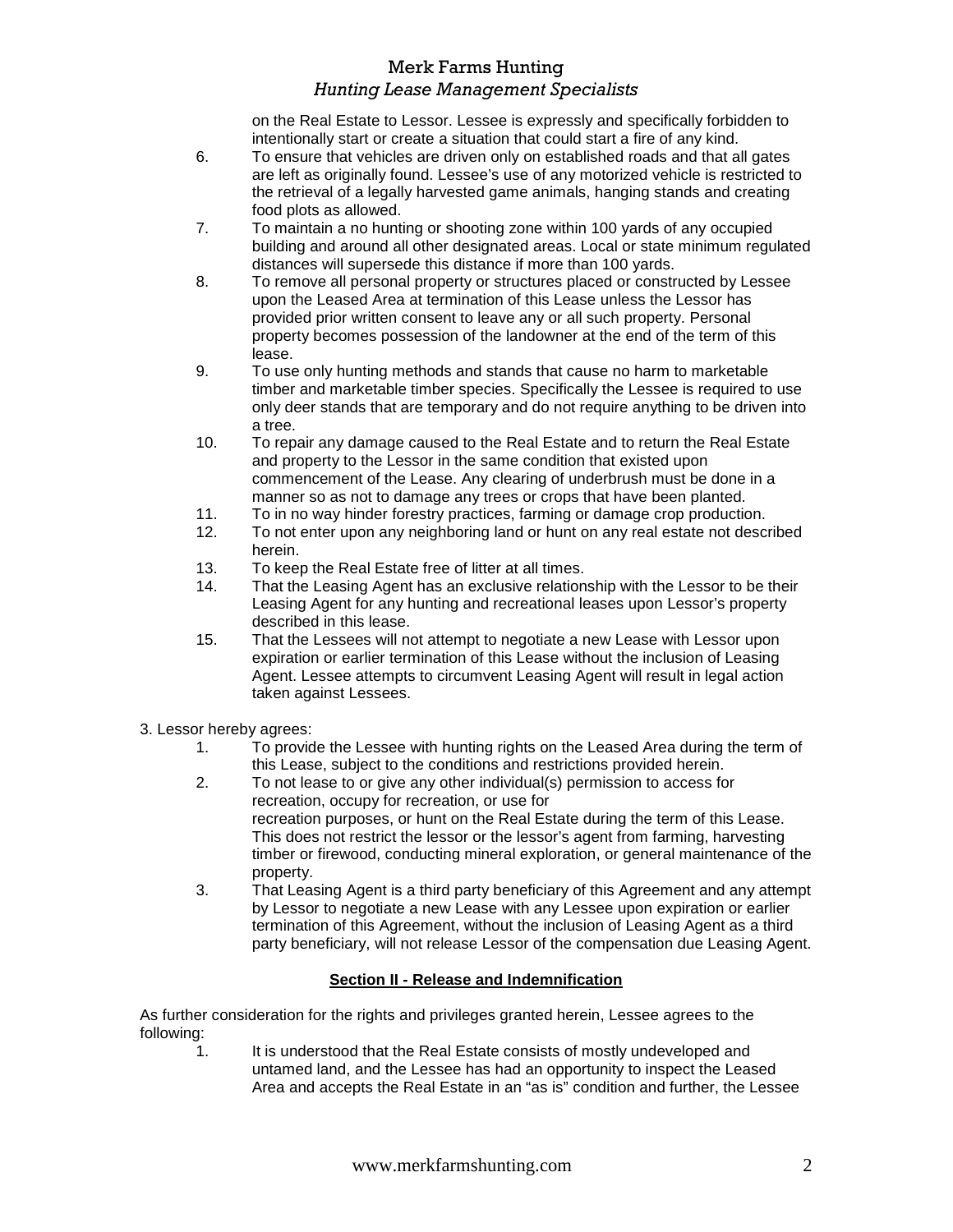on the Real Estate to Lessor. Lessee is expressly and specifically forbidden to intentionally start or create a situation that could start a fire of any kind.

6. To ensure that vehicles are driven only on established roads and that all gates are left as originally found. Lessee's use of any motorized vehicle is restricted to the retrieval of a legally harvested game animals, hanging stands and creating food plots as allowed.
7. To maintain a no hunting or shooting zone within 100 yards of any occupied building and around all other designated areas. Local or state minimum regulated distances will supersede this distance if more than 100 yards.
8. To remove all personal property or structures placed or constructed by Lessee upon the Leased Area at termination of this Lease unless the Lessor has provided prior written consent to leave any or all such property. Personal property becomes possession of the landowner at the end of the term of this lease.
9. To use only hunting methods and stands that cause no harm to marketable timber and marketable timber species. Specifically the Lessee is required to use only deer stands that are temporary and do not require anything to be driven into a tree.
10. To repair any damage caused to the Real Estate and to return the Real Estate and property to the Lessor in the same condition that existed upon commencement of the Lease. Any clearing of underbrush must be done in a manner so as not to damage any trees or crops that have been planted.
11. To in no way hinder forestry practices, farming or damage crop production.
12. To not enter upon any neighboring land or hunt on any real estate not described herein.
13. To keep the Real Estate free of litter at all times.
14. That the Leasing Agent has an exclusive relationship with the Lessor to be their Leasing Agent for any hunting and recreational leases upon Lessor's property described in this lease.
15. That the Lessees will not attempt to negotiate a new Lease with Lessor upon expiration or earlier termination of this Lease without the inclusion of Leasing Agent. Lessee attempts to circumvent Leasing Agent will result in legal action taken against Lessees.

3. Lessor hereby agrees:

1. To provide the Lessee with hunting rights on the Leased Area during the term of this Lease, subject to the conditions and restrictions provided herein.
2. To not lease to or give any other individual(s) permission to access for recreation, occupy for recreation, or use for recreation purposes, or hunt on the Real Estate during the term of this Lease. This does not restrict the lessor or the lessor's agent from farming, harvesting timber or firewood, conducting mineral exploration, or general maintenance of the property.
3. That Leasing Agent is a third party beneficiary of this Agreement and any attempt by Lessor to negotiate a new Lease with any Lessee upon expiration or earlier termination of this Agreement, without the inclusion of Leasing Agent as a third party beneficiary, will not release Lessor of the compensation due Leasing Agent.

## Section II - Release and Indemnification

As further consideration for the rights and privileges granted herein, Lessee agrees to the following:

1. It is understood that the Real Estate consists of mostly undeveloped and untamed land, and the Lessee has had an opportunity to inspect the Leased Area and accepts the Real Estate in an "as is" condition and further, the Lessee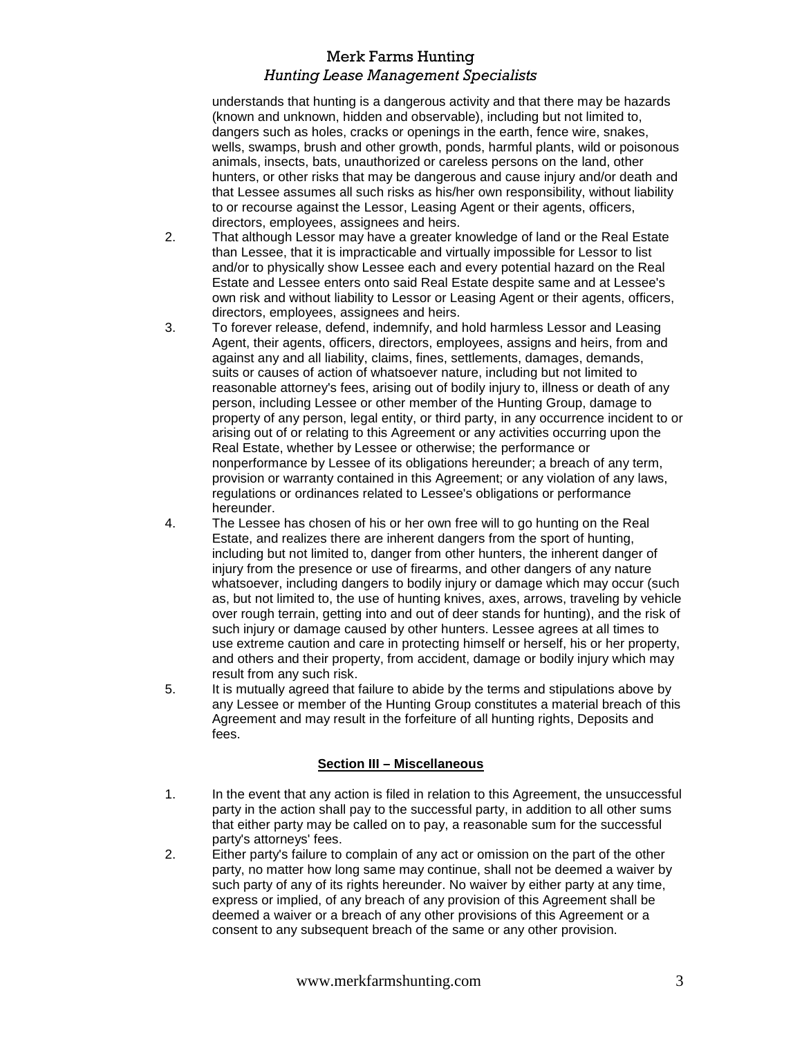understands that hunting is a dangerous activity and that there may be hazards (known and unknown, hidden and observable), including but not limited to, dangers such as holes, cracks or openings in the earth, fence wire, snakes, wells, swamps, brush and other growth, ponds, harmful plants, wild or poisonous animals, insects, bats, unauthorized or careless persons on the land, other hunters, or other risks that may be dangerous and cause injury and/or death and that Lessee assumes all such risks as his/her own responsibility, without liability to or recourse against the Lessor, Leasing Agent or their agents, officers, directors, employees, assignees and heirs.

2. That although Lessor may have a greater knowledge of land or the Real Estate than Lessee, that it is impracticable and virtually impossible for Lessor to list and/or to physically show Lessee each and every potential hazard on the Real Estate and Lessee enters onto said Real Estate despite same and at Lessee's own risk and without liability to Lessor or Leasing Agent or their agents, officers, directors, employees, assignees and heirs.
3. To forever release, defend, indemnify, and hold harmless Lessor and Leasing Agent, their agents, officers, directors, employees, assigns and heirs, from and against any and all liability, claims, fines, settlements, damages, demands, suits or causes of action of whatsoever nature, including but not limited to reasonable attorney's fees, arising out of bodily injury to, illness or death of any person, including Lessee or other member of the Hunting Group, damage to property of any person, legal entity, or third party, in any occurrence incident to or arising out of or relating to this Agreement or any activities occurring upon the Real Estate, whether by Lessee or otherwise; the performance or nonperformance by Lessee of its obligations hereunder; a breach of any term, provision or warranty contained in this Agreement; or any violation of any laws, regulations or ordinances related to Lessee's obligations or performance hereunder.
4. The Lessee has chosen of his or her own free will to go hunting on the Real Estate, and realizes there are inherent dangers from the sport of hunting, including but not limited to, danger from other hunters, the inherent danger of injury from the presence or use of firearms, and other dangers of any nature whatsoever, including dangers to bodily injury or damage which may occur (such as, but not limited to, the use of hunting knives, axes, arrows, traveling by vehicle over rough terrain, getting into and out of deer stands for hunting), and the risk of such injury or damage caused by other hunters. Lessee agrees at all times to use extreme caution and care in protecting himself or herself, his or her property, and others and their property, from accident, damage or bodily injury which may result from any such risk.
5. It is mutually agreed that failure to abide by the terms and stipulations above by any Lessee or member of the Hunting Group constitutes a material breach of this Agreement and may result in the forfeiture of all hunting rights, Deposits and fees.

## Section III – Miscellaneous

1. In the event that any action is filed in relation to this Agreement, the unsuccessful party in the action shall pay to the successful party, in addition to all other sums that either party may be called on to pay, a reasonable sum for the successful party's attorneys' fees.
2. Either party's failure to complain of any act or omission on the part of the other party, no matter how long same may continue, shall not be deemed a waiver by such party of any of its rights hereunder. No waiver by either party at any time, express or implied, of any breach of any provision of this Agreement shall be deemed a waiver or a breach of any other provisions of this Agreement or a consent to any subsequent breach of the same or any other provision.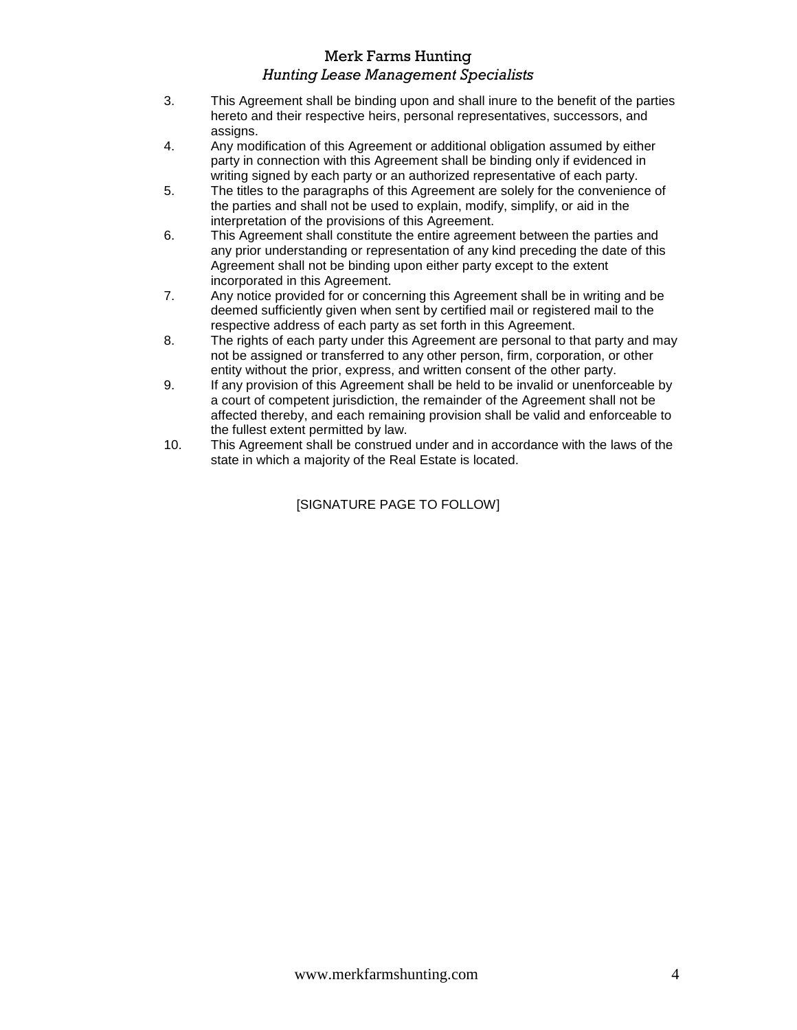3. This Agreement shall be binding upon and shall inure to the benefit of the parties hereto and their respective heirs, personal representatives, successors, and assigns.
4. Any modification of this Agreement or additional obligation assumed by either party in connection with this Agreement shall be binding only if evidenced in writing signed by each party or an authorized representative of each party.
5. The titles to the paragraphs of this Agreement are solely for the convenience of the parties and shall not be used to explain, modify, simplify, or aid in the interpretation of the provisions of this Agreement.
6. This Agreement shall constitute the entire agreement between the parties and any prior understanding or representation of any kind preceding the date of this Agreement shall not be binding upon either party except to the extent incorporated in this Agreement.
7. Any notice provided for or concerning this Agreement shall be in writing and be deemed sufficiently given when sent by certified mail or registered mail to the respective address of each party as set forth in this Agreement.
8. The rights of each party under this Agreement are personal to that party and may not be assigned or transferred to any other person, firm, corporation, or other entity without the prior, express, and written consent of the other party.
9. If any provision of this Agreement shall be held to be invalid or unenforceable by a court of competent jurisdiction, the remainder of the Agreement shall not be affected thereby, and each remaining provision shall be valid and enforceable to the fullest extent permitted by law.
10. This Agreement shall be construed under and in accordance with the laws of the state in which a majority of the Real Estate is located.

[SIGNATURE PAGE TO FOLLOW]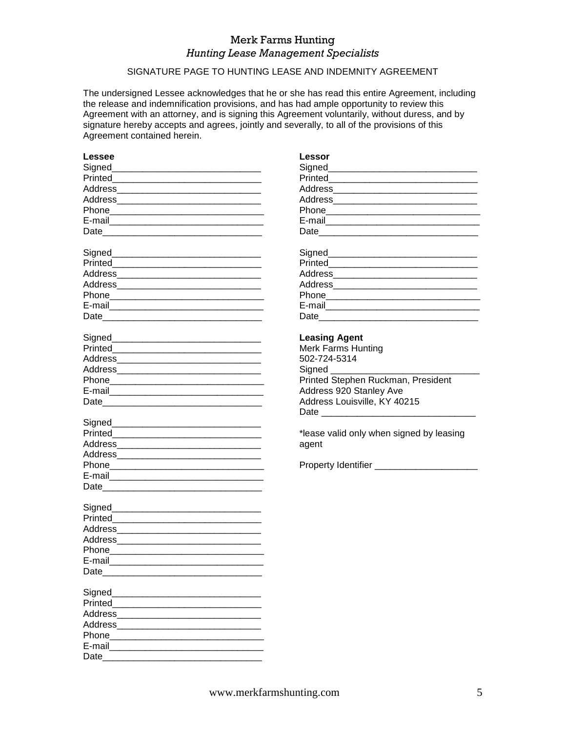Merk Farms Hunting

*Hunting Lease Management Specialists*

SIGNATURE PAGE TO HUNTING LEASE AND INDEMNITY AGREEMENT

The undersigned Lessee acknowledges that he or she has read this entire Agreement, including the release and indemnification provisions, and has had ample opportunity to review this Agreement with an attorney, and is signing this Agreement voluntarily, without duress, and by signature hereby accepts and agrees, jointly and severally, to all of the provisions of this Agreement contained herein.

**Lessee**

Signed_____________________________
Printed_____________________________
Address____________________________
Address____________________________
Phone______________________________
E-mail______________________________
Date_______________________________

Signed_____________________________
Printed_____________________________
Address____________________________
Address____________________________
Phone______________________________
E-mail______________________________
Date_______________________________

Signed_____________________________
Printed_____________________________
Address____________________________
Address____________________________
Phone______________________________
E-mail______________________________
Date_______________________________

Signed_____________________________
Printed_____________________________
Address____________________________
Address____________________________
Phone______________________________
E-mail______________________________
Date_______________________________

Signed_____________________________
Printed_____________________________
Address____________________________
Address____________________________
Phone______________________________
E-mail______________________________
Date_______________________________

Signed_____________________________
Printed_____________________________
Address____________________________
Address____________________________
Phone______________________________
E-mail______________________________
Date_______________________________

**Lessor**

Signed_____________________________
Printed_____________________________
Address____________________________
Address____________________________
Phone______________________________
E-mail______________________________
Date_______________________________

Signed_____________________________
Printed_____________________________
Address____________________________
Address____________________________
Phone______________________________
E-mail______________________________
Date_______________________________

**Leasing Agent**

Merk Farms Hunting
502-724-5314
Signed _____________________________
Printed Stephen Ruckman, President
Address 920 Stanley Ave
Address Louisville, KY 40215
Date _____________________________

*lease valid only when signed by leasing agent

Property Identifier ____________________